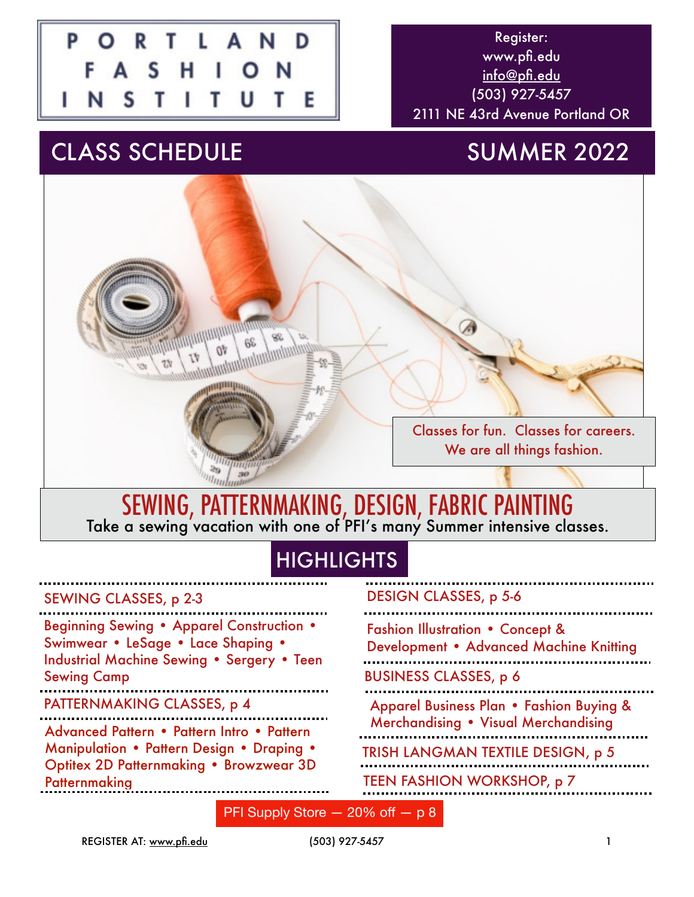# PORTLAND FASHION INSTITUTE

Register:
www.pfi.edu
info@pfi.edu
(503) 927-5457
2111 NE 43rd Avenue Portland OR

## CLASS SCHEDULE — SUMMER 2022

Classes for fun. Classes for careers.
We are all things fashion.

## SEWING, PATTERNMAKING, DESIGN, FABRIC PAINTING

Take a sewing vacation with one of PFI's many Summer intensive classes.

## HIGHLIGHTS

### SEWING CLASSES, p 2-3

Beginning Sewing • Apparel Construction • Swimwear • LeSage • Lace Shaping • Industrial Machine Sewing • Sergery • Teen Sewing Camp

### PATTERNMAKING CLASSES, p 4

Advanced Pattern • Pattern Intro • Pattern Manipulation • Pattern Design • Draping • Optitex 2D Patternmaking • Browzwear 3D Patternmaking

### DESIGN CLASSES, p 5-6

Fashion Illustration • Concept & Development • Advanced Machine Knitting

### BUSINESS CLASSES, p 6

Apparel Business Plan • Fashion Buying & Merchandising • Visual Merchandising

### TRISH LANGMAN TEXTILE DESIGN, p 5

### TEEN FASHION WORKSHOP, p 7

PFI Supply Store — 20% off — p 8

REGISTER AT: www.pfi.edu (503) 927-5457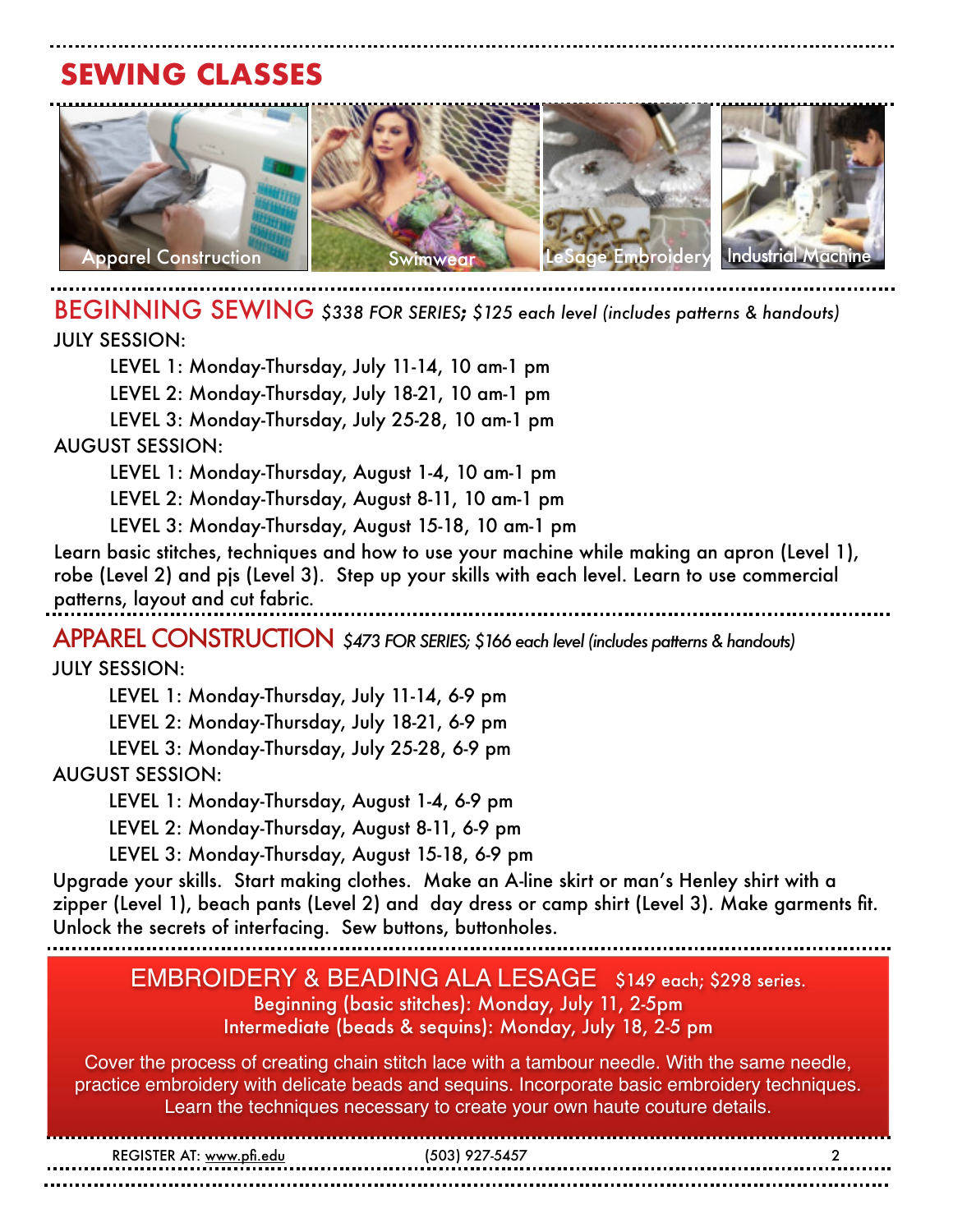# SEWING CLASSES

Apparel Construction | Swimwear | LeSage Embroidery | Industrial Machine

## BEGINNING SEWING *$338 FOR SERIES; $125 each level (includes patterns & handouts)*

JULY SESSION:

- LEVEL 1: Monday-Thursday, July 11-14, 10 am-1 pm
- LEVEL 2: Monday-Thursday, July 18-21, 10 am-1 pm
- LEVEL 3: Monday-Thursday, July 25-28, 10 am-1 pm

AUGUST SESSION:

- LEVEL 1: Monday-Thursday, August 1-4, 10 am-1 pm
- LEVEL 2: Monday-Thursday, August 8-11, 10 am-1 pm
- LEVEL 3: Monday-Thursday, August 15-18, 10 am-1 pm

Learn basic stitches, techniques and how to use your machine while making an apron (Level 1), robe (Level 2) and pjs (Level 3). Step up your skills with each level. Learn to use commercial patterns, layout and cut fabric.

## APPAREL CONSTRUCTION *$473 FOR SERIES; $166 each level (includes patterns & handouts)*

JULY SESSION:

- LEVEL 1: Monday-Thursday, July 11-14, 6-9 pm
- LEVEL 2: Monday-Thursday, July 18-21, 6-9 pm
- LEVEL 3: Monday-Thursday, July 25-28, 6-9 pm

AUGUST SESSION:

- LEVEL 1: Monday-Thursday, August 1-4, 6-9 pm
- LEVEL 2: Monday-Thursday, August 8-11, 6-9 pm
- LEVEL 3: Monday-Thursday, August 15-18, 6-9 pm

Upgrade your skills. Start making clothes. Make an A-line skirt or man's Henley shirt with a zipper (Level 1), beach pants (Level 2) and day dress or camp shirt (Level 3). Make garments fit. Unlock the secrets of interfacing. Sew buttons, buttonholes.

## EMBROIDERY & BEADING ALA LESAGE $149 each; $298 series.

Beginning (basic stitches): Monday, July 11, 2-5pm
Intermediate (beads & sequins): Monday, July 18, 2-5 pm

Cover the process of creating chain stitch lace with a tambour needle. With the same needle, practice embroidery with delicate beads and sequins. Incorporate basic embroidery techniques. Learn the techniques necessary to create your own haute couture details.

REGISTER AT: www.pfi.edu (503) 927-5457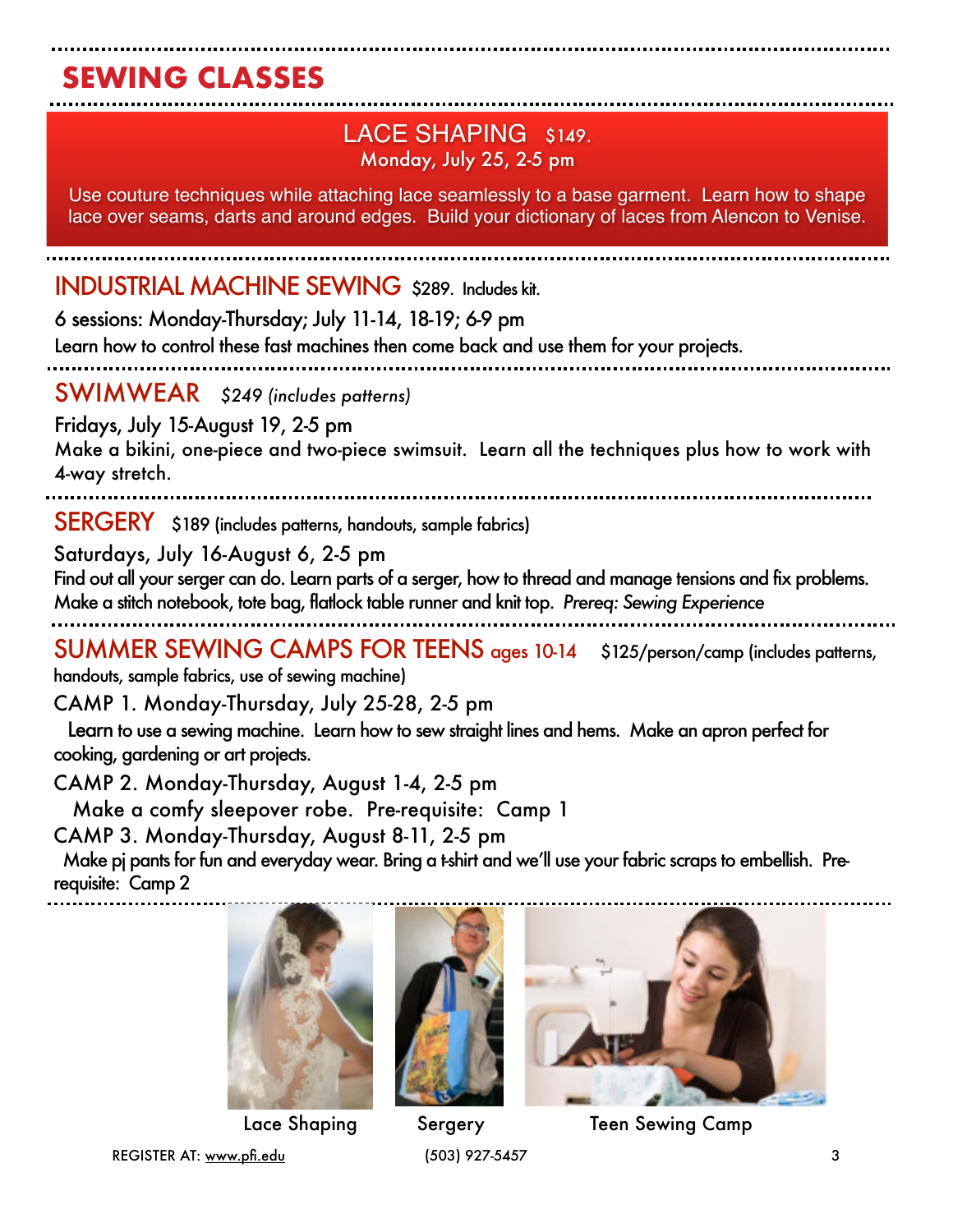# SEWING CLASSES

## LACE SHAPING $149.

Monday, July 25, 2-5 pm

Use couture techniques while attaching lace seamlessly to a base garment. Learn how to shape lace over seams, darts and around edges. Build your dictionary of laces from Alencon to Venise.

## INDUSTRIAL MACHINE SEWING $289. Includes kit.

6 sessions: Monday-Thursday; July 11-14, 18-19; 6-9 pm

Learn how to control these fast machines then come back and use them for your projects.

## SWIMWEAR *$249 (includes patterns)*

Fridays, July 15-August 19, 2-5 pm

Make a bikini, one-piece and two-piece swimsuit. Learn all the techniques plus how to work with 4-way stretch.

## SERGERY $189 (includes patterns, handouts, sample fabrics)

Saturdays, July 16-August 6, 2-5 pm

Find out all your serger can do. Learn parts of a serger, how to thread and manage tensions and fix problems. Make a stitch notebook, tote bag, flatlock table runner and knit top. *Prereq: Sewing Experience*

## SUMMER SEWING CAMPS FOR TEENS ages 10-14 $125/person/camp (includes patterns, handouts, sample fabrics, use of sewing machine)

CAMP 1. Monday-Thursday, July 25-28, 2-5 pm

Learn to use a sewing machine. Learn how to sew straight lines and hems. Make an apron perfect for cooking, gardening or art projects.

CAMP 2. Monday-Thursday, August 1-4, 2-5 pm

Make a comfy sleepover robe. Pre-requisite: Camp 1

CAMP 3. Monday-Thursday, August 8-11, 2-5 pm

Make pj pants for fun and everyday wear. Bring a t-shirt and we'll use your fabric scraps to embellish. Pre-requisite: Camp 2

Lace Shaping

Sergery

Teen Sewing Camp

REGISTER AT: www.pfi.edu (503) 927-5457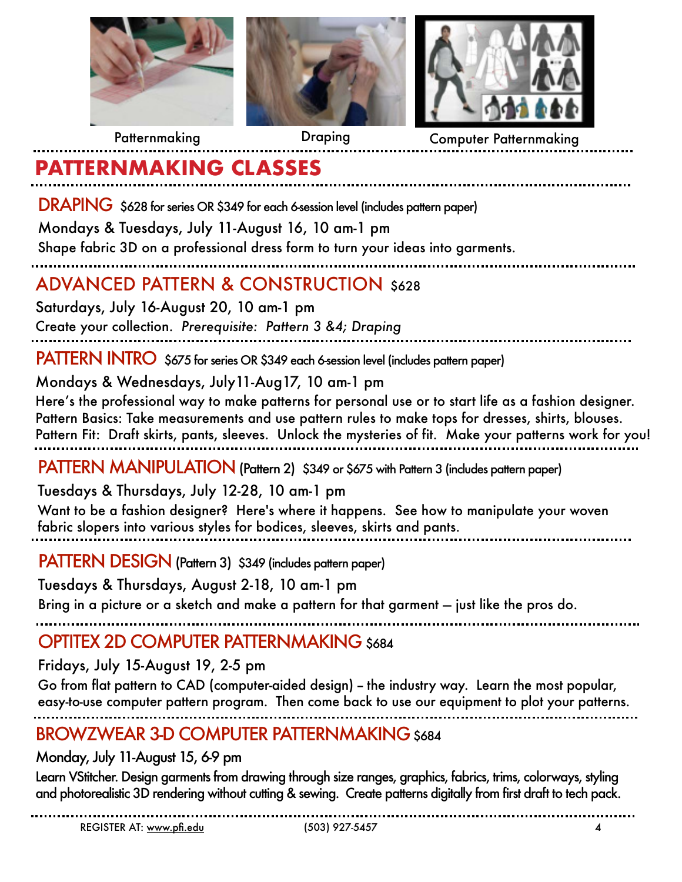Patternmaking Draping Computer Patternmaking

# PATTERNMAKING CLASSES

## DRAPING $628 for series OR $349 for each 6-session level (includes pattern paper)

Mondays & Tuesdays, July 11-August 16, 10 am-1 pm

Shape fabric 3D on a professional dress form to turn your ideas into garments.

## ADVANCED PATTERN & CONSTRUCTION $628

Saturdays, July 16-August 20, 10 am-1 pm

Create your collection. *Prerequisite: Pattern 3 &4; Draping*

## PATTERN INTRO $675 for series OR $349 each 6-session level (includes pattern paper)

Mondays & Wednesdays, July11-Aug17, 10 am-1 pm

Here's the professional way to make patterns for personal use or to start life as a fashion designer. Pattern Basics: Take measurements and use pattern rules to make tops for dresses, shirts, blouses. Pattern Fit: Draft skirts, pants, sleeves. Unlock the mysteries of fit. Make your patterns work for you!

## PATTERN MANIPULATION (Pattern 2) $349 or $675 with Pattern 3 (includes pattern paper)

Tuesdays & Thursdays, July 12-28, 10 am-1 pm

Want to be a fashion designer? Here's where it happens. See how to manipulate your woven fabric slopers into various styles for bodices, sleeves, skirts and pants.

## PATTERN DESIGN (Pattern 3) $349 (includes pattern paper)

Tuesdays & Thursdays, August 2-18, 10 am-1 pm

Bring in a picture or a sketch and make a pattern for that garment — just like the pros do.

## OPTITEX 2D COMPUTER PATTERNMAKING $684

Fridays, July 15-August 19, 2-5 pm

Go from flat pattern to CAD (computer-aided design) – the industry way. Learn the most popular, easy-to-use computer pattern program. Then come back to use our equipment to plot your patterns.

## BROWZWEAR 3-D COMPUTER PATTERNMAKING $684

Monday, July 11-August 15, 6-9 pm

Learn VStitcher. Design garments from drawing through size ranges, graphics, fabrics, trims, colorways, styling and photorealistic 3D rendering without cutting & sewing. Create patterns digitally from first draft to tech pack.

REGISTER AT: www.pfi.edu (503) 927-5457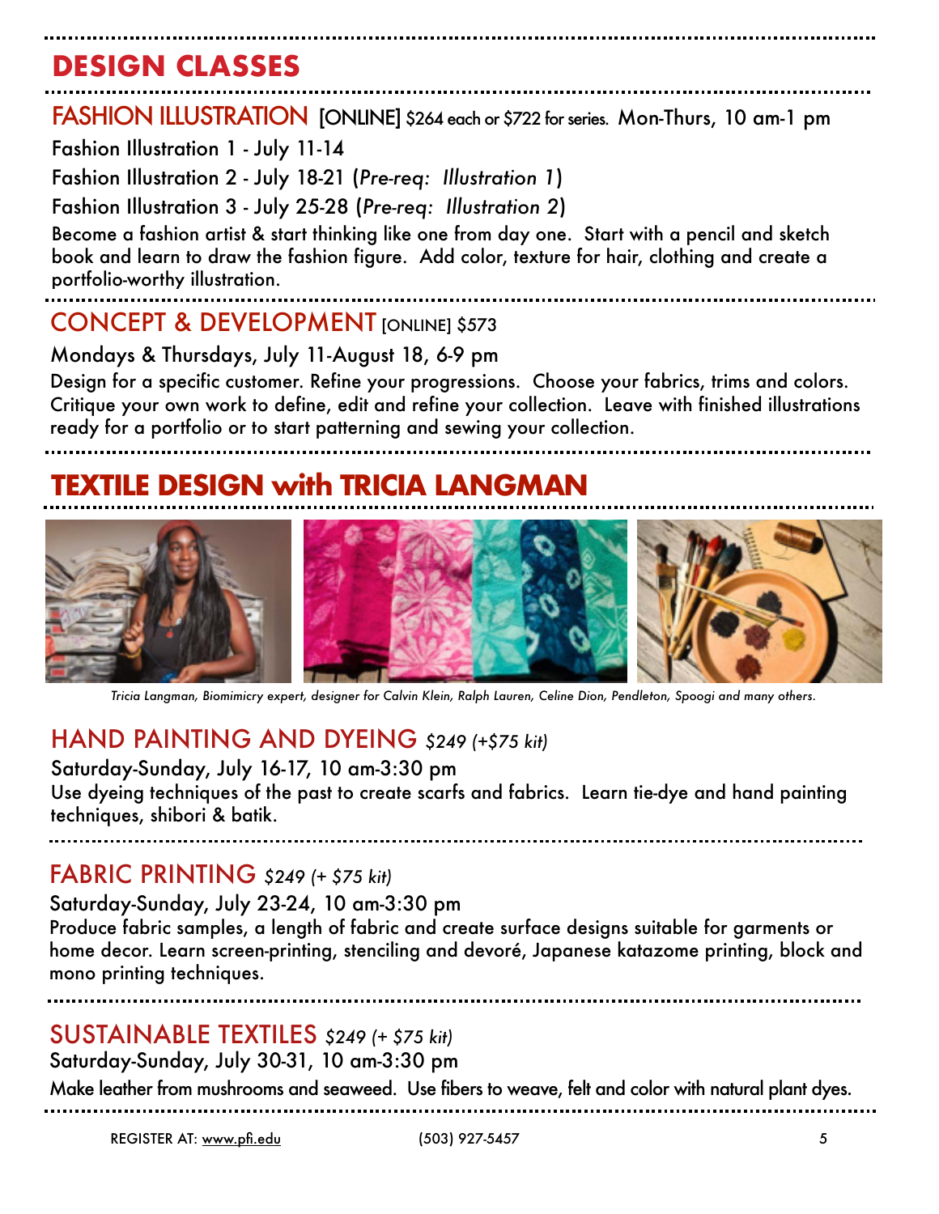# DESIGN CLASSES

## FASHION ILLUSTRATION [ONLINE] $264 each or $722 for series. Mon-Thurs, 10 am-1 pm

Fashion Illustration 1 - July 11-14

Fashion Illustration 2 - July 18-21 (*Pre-req: Illustration 1*)

Fashion Illustration 3 - July 25-28 (*Pre-req: Illustration 2*)

Become a fashion artist & start thinking like one from day one. Start with a pencil and sketch book and learn to draw the fashion figure. Add color, texture for hair, clothing and create a portfolio-worthy illustration.

## CONCEPT & DEVELOPMENT [ONLINE] $573

Mondays & Thursdays, July 11-August 18, 6-9 pm

Design for a specific customer. Refine your progressions. Choose your fabrics, trims and colors. Critique your own work to define, edit and refine your collection. Leave with finished illustrations ready for a portfolio or to start patterning and sewing your collection.

# TEXTILE DESIGN with TRICIA LANGMAN

*Tricia Langman, Biomimicry expert, designer for Calvin Klein, Ralph Lauren, Celine Dion, Pendleton, Spoogi and many others.*

## HAND PAINTING AND DYEING *$249 (+$75 kit)*

Saturday-Sunday, July 16-17, 10 am-3:30 pm

Use dyeing techniques of the past to create scarfs and fabrics. Learn tie-dye and hand painting techniques, shibori & batik.

## FABRIC PRINTING *$249 (+ $75 kit)*

Saturday-Sunday, July 23-24, 10 am-3:30 pm

Produce fabric samples, a length of fabric and create surface designs suitable for garments or home decor. Learn screen-printing, stenciling and devoré, Japanese katazome printing, block and mono printing techniques.

## SUSTAINABLE TEXTILES *$249 (+ $75 kit)*

Saturday-Sunday, July 30-31, 10 am-3:30 pm

Make leather from mushrooms and seaweed. Use fibers to weave, felt and color with natural plant dyes.

REGISTER AT: www.pfi.edu (503) 927-5457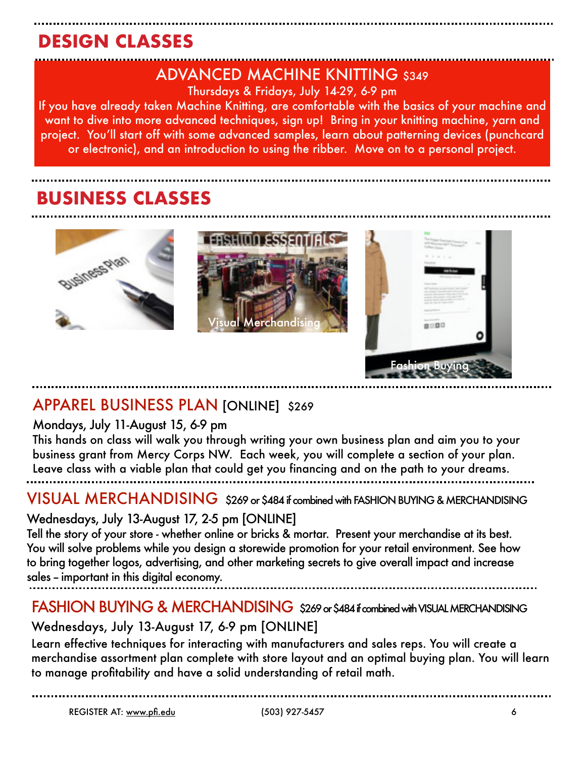# DESIGN CLASSES

## ADVANCED MACHINE KNITTING $349

Thursdays & Fridays, July 14-29, 6-9 pm

If you have already taken Machine Knitting, are comfortable with the basics of your machine and want to dive into more advanced techniques, sign up! Bring in your knitting machine, yarn and project. You'll start off with some advanced samples, learn about patterning devices (punchcard or electronic), and an introduction to using the ribber. Move on to a personal project.

# BUSINESS CLASSES

Visual Merchandising

Fashion Buying

## APPAREL BUSINESS PLAN [ONLINE] $269

Mondays, July 11-August 15, 6-9 pm

This hands on class will walk you through writing your own business plan and aim you to your business grant from Mercy Corps NW. Each week, you will complete a section of your plan. Leave class with a viable plan that could get you financing and on the path to your dreams.

## VISUAL MERCHANDISING $269 or $484 if combined with FASHION BUYING & MERCHANDISING

Wednesdays, July 13-August 17, 2-5 pm [ONLINE]

Tell the story of your store - whether online or bricks & mortar. Present your merchandise at its best. You will solve problems while you design a storewide promotion for your retail environment. See how to bring together logos, advertising, and other marketing secrets to give overall impact and increase sales – important in this digital economy.

## FASHION BUYING & MERCHANDISING $269 or $484 if combined with VISUAL MERCHANDISING

Wednesdays, July 13-August 17, 6-9 pm [ONLINE]

Learn effective techniques for interacting with manufacturers and sales reps. You will create a merchandise assortment plan complete with store layout and an optimal buying plan. You will learn to manage profitability and have a solid understanding of retail math.

REGISTER AT: www.pfi.edu (503) 927-5457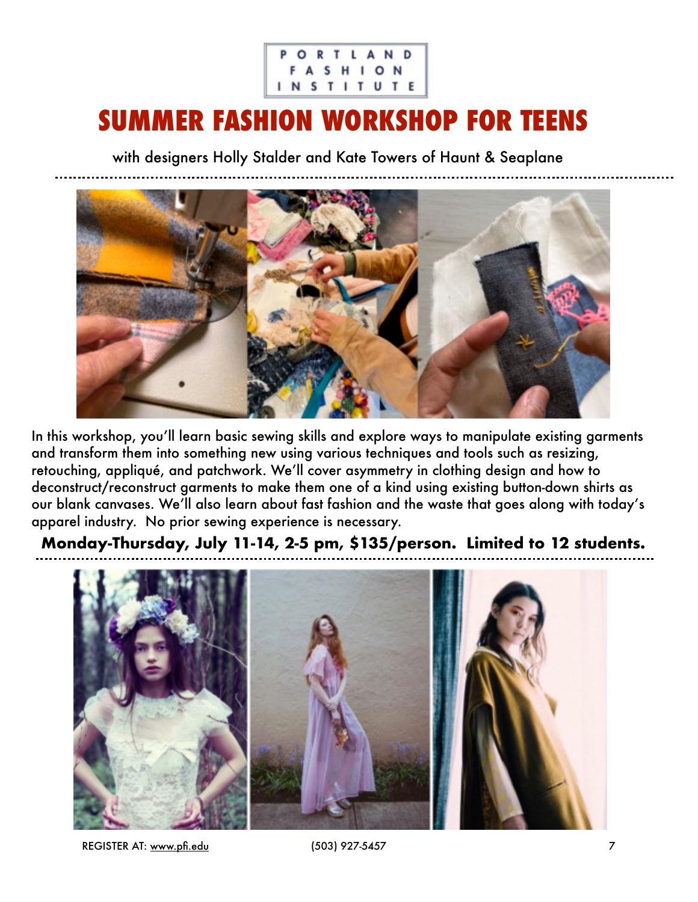PORTLAND FASHION INSTITUTE

# SUMMER FASHION WORKSHOP FOR TEENS

with designers Holly Stalder and Kate Towers of Haunt & Seaplane

In this workshop, you'll learn basic sewing skills and explore ways to manipulate existing garments and transform them into something new using various techniques and tools such as resizing, retouching, appliqué, and patchwork. We'll cover asymmetry in clothing design and how to deconstruct/reconstruct garments to make them one of a kind using existing button-down shirts as our blank canvases. We'll also learn about fast fashion and the waste that goes along with today's apparel industry.  No prior sewing experience is necessary.

**Monday-Thursday, July 11-14, 2-5 pm, $135/person.  Limited to 12 students.**

REGISTER AT: www.pfi.edu    (503) 927-5457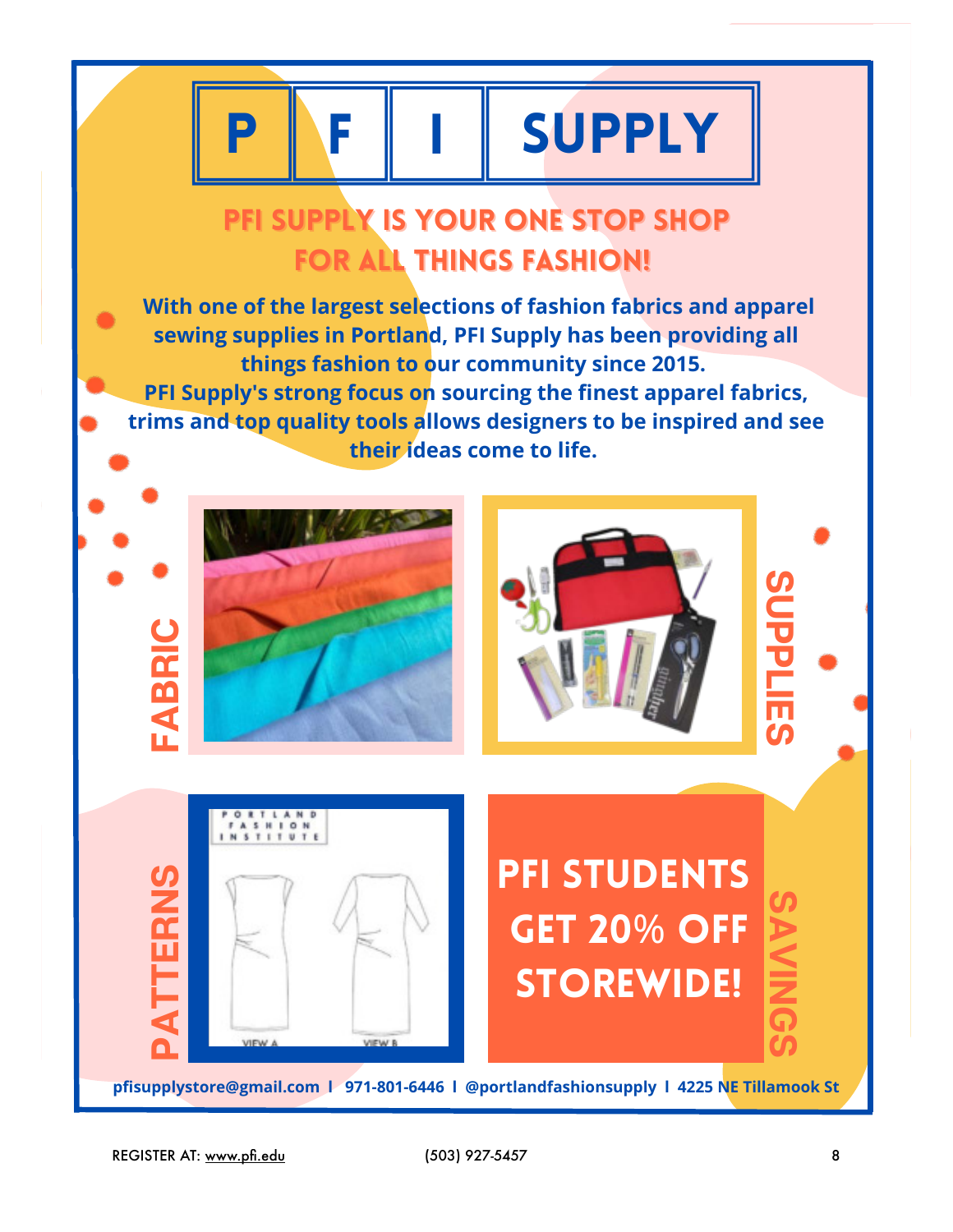# P F I SUPPLY

## PFI SUPPLY IS YOUR ONE STOP SHOP FOR ALL THINGS FASHION!

**With one of the largest selections of fashion fabrics and apparel sewing supplies in Portland, PFI Supply has been providing all things fashion to our community since 2015.**
**PFI Supply's strong focus on sourcing the finest apparel fabrics, trims and top quality tools allows designers to be inspired and see their ideas come to life.**

FABRIC

SUPPLIES

PATTERNS

PORTLAND FASHION INSTITUTE

VIEW A

VIEW B

**PFI STUDENTS GET 20% OFF STOREWIDE!**

SAVINGS

**pfisupplystore@gmail.com l 971-801-6446 l @portlandfashionsupply l 4225 NE Tillamook St**

REGISTER AT: www.pfi.edu (503) 927-5457